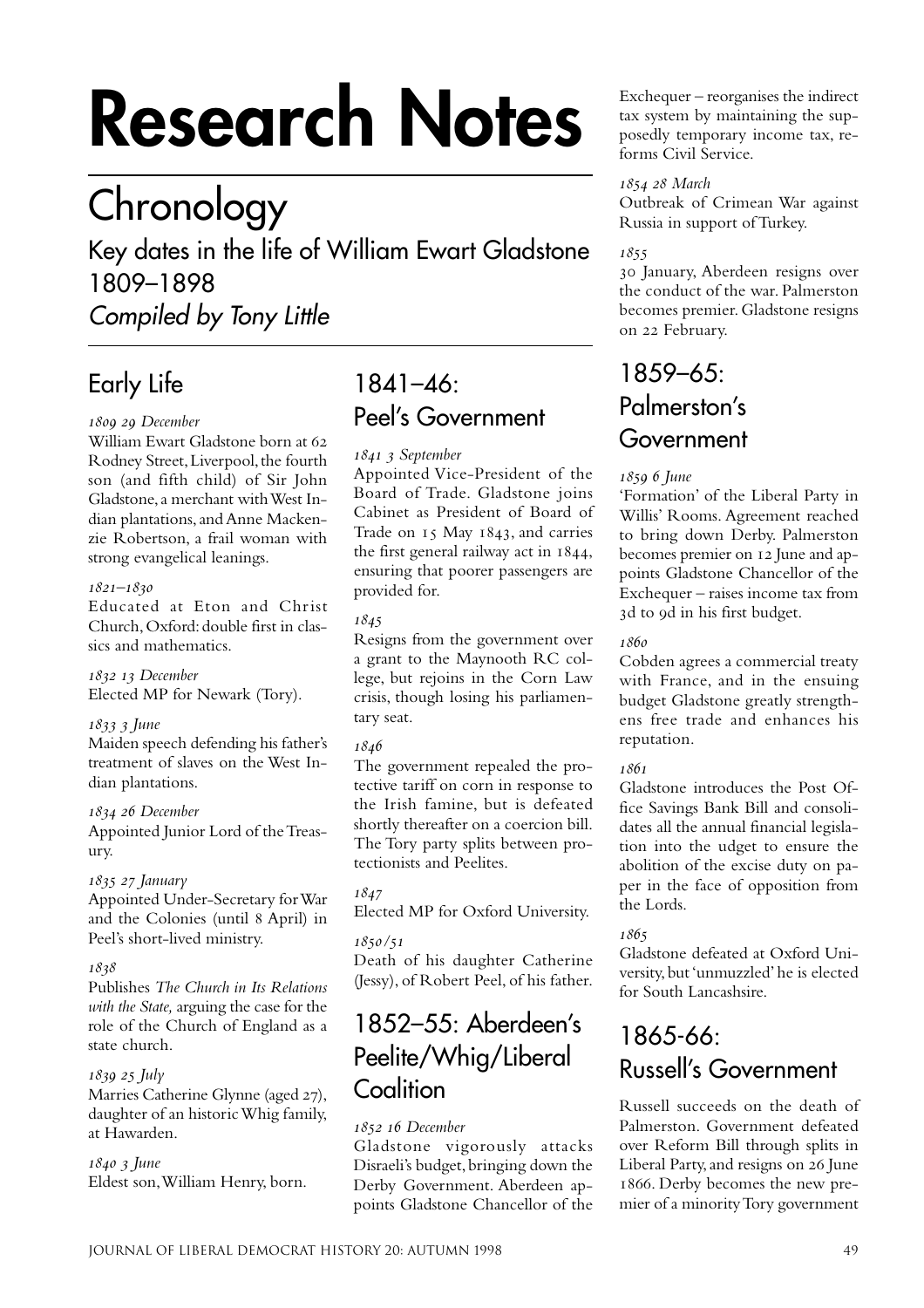# Research Notes

## Chronology

### Key dates in the life of William Ewart Gladstone 1809–1898

*Compiled by Tony Little*

## Early Life

*1809 29 December*
William Ewart Gladstone born at 62 Rodney Street, Liverpool, the fourth son (and fifth child) of Sir John Gladstone, a merchant with West Indian plantations, and Anne Mackenzie Robertson, a frail woman with strong evangelical leanings.

*1821–1830*
Educated at Eton and Christ Church, Oxford: double first in classics and mathematics.

*1832 13 December*
Elected MP for Newark (Tory).

*1833 3 June*
Maiden speech defending his father's treatment of slaves on the West Indian plantations.

*1834 26 December*
Appointed Junior Lord of the Treasury.

*1835 27 January*
Appointed Under-Secretary for War and the Colonies (until 8 April) in Peel's short-lived ministry.

*1838*
Publishes *The Church in Its Relations with the State,* arguing the case for the role of the Church of England as a state church.

*1839 25 July*
Marries Catherine Glynne (aged 27), daughter of an historic Whig family, at Hawarden.

*1840 3 June*
Eldest son, William Henry, born.

## 1841–46: Peel's Government

*1841 3 September*
Appointed Vice-President of the Board of Trade. Gladstone joins Cabinet as President of Board of Trade on 15 May 1843, and carries the first general railway act in 1844, ensuring that poorer passengers are provided for.

*1845*
Resigns from the government over a grant to the Maynooth RC college, but rejoins in the Corn Law crisis, though losing his parliamentary seat.

*1846*
The government repealed the protective tariff on corn in response to the Irish famine, but is defeated shortly thereafter on a coercion bill. The Tory party splits between protectionists and Peelites.

*1847*
Elected MP for Oxford University.

*1850/51*
Death of his daughter Catherine (Jessy), of Robert Peel, of his father.

## 1852–55: Aberdeen's Peelite/Whig/Liberal Coalition

*1852 16 December*
Gladstone vigorously attacks Disraeli's budget, bringing down the Derby Government. Aberdeen appoints Gladstone Chancellor of the Exchequer – reorganises the indirect tax system by maintaining the supposedly temporary income tax, reforms Civil Service.

*1854 28 March*
Outbreak of Crimean War against Russia in support of Turkey.

*1855*
30 January, Aberdeen resigns over the conduct of the war. Palmerston becomes premier. Gladstone resigns on 22 February.

## 1859–65: Palmerston's Government

*1859 6 June*
'Formation' of the Liberal Party in Willis' Rooms. Agreement reached to bring down Derby. Palmerston becomes premier on 12 June and appoints Gladstone Chancellor of the Exchequer – raises income tax from 3d to 9d in his first budget.

*1860*
Cobden agrees a commercial treaty with France, and in the ensuing budget Gladstone greatly strengthens free trade and enhances his reputation.

*1861*
Gladstone introduces the Post Office Savings Bank Bill and consolidates all the annual financial legislation into the udget to ensure the abolition of the excise duty on paper in the face of opposition from the Lords.

*1865*
Gladstone defeated at Oxford University, but 'unmuzzled' he is elected for South Lancashire.

## 1865-66: Russell's Government

Russell succeeds on the death of Palmerston. Government defeated over Reform Bill through splits in Liberal Party, and resigns on 26 June 1866. Derby becomes the new premier of a minority Tory government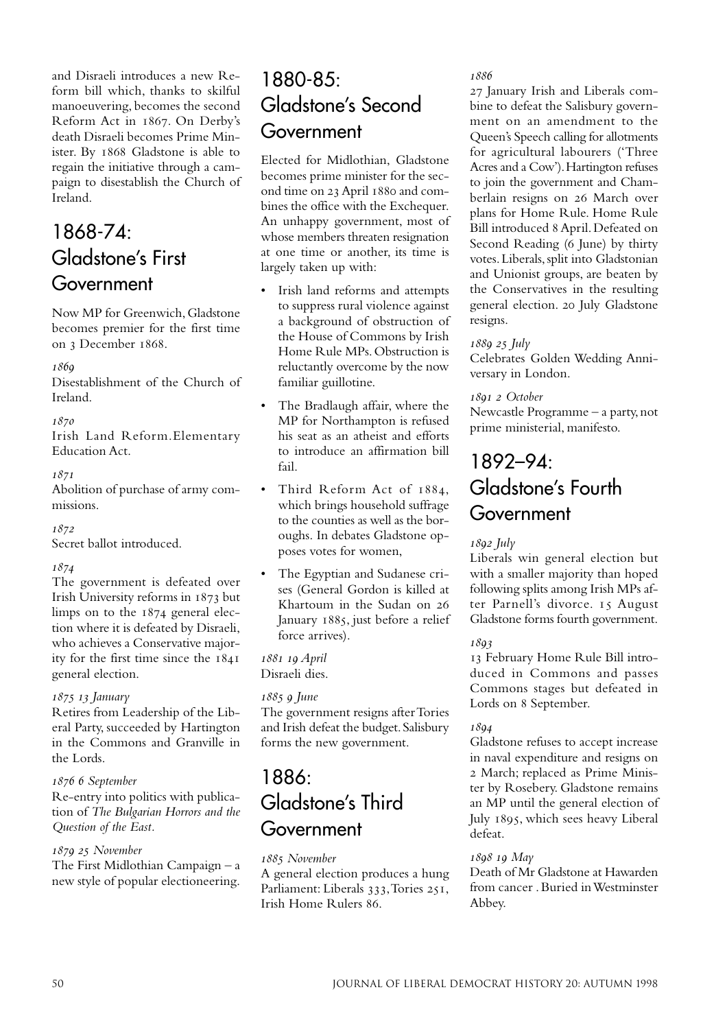and Disraeli introduces a new Reform bill which, thanks to skilful manoeuvering, becomes the second Reform Act in 1867. On Derby's death Disraeli becomes Prime Minister. By 1868 Gladstone is able to regain the initiative through a campaign to disestablish the Church of Ireland.

## 1868-74: Gladstone's First Government

Now MP for Greenwich, Gladstone becomes premier for the first time on 3 December 1868.

*1869*
Disestablishment of the Church of Ireland.

*1870*
Irish Land Reform. Elementary Education Act.

*1871*
Abolition of purchase of army commissions.

*1872*
Secret ballot introduced.

*1874*
The government is defeated over Irish University reforms in 1873 but limps on to the 1874 general election where it is defeated by Disraeli, who achieves a Conservative majority for the first time since the 1841 general election.

*1875 13 January*
Retires from Leadership of the Liberal Party, succeeded by Hartington in the Commons and Granville in the Lords.

*1876 6 September*
Re-entry into politics with publication of *The Bulgarian Horrors and the Question of the East*.

*1879 25 November*
The First Midlothian Campaign – a new style of popular electioneering.

## 1880-85: Gladstone's Second Government

Elected for Midlothian, Gladstone becomes prime minister for the second time on 23 April 1880 and combines the office with the Exchequer. An unhappy government, most of whose members threaten resignation at one time or another, its time is largely taken up with:

- Irish land reforms and attempts to suppress rural violence against a background of obstruction of the House of Commons by Irish Home Rule MPs. Obstruction is reluctantly overcome by the now familiar guillotine.
- The Bradlaugh affair, where the MP for Northampton is refused his seat as an atheist and efforts to introduce an affirmation bill fail.
- Third Reform Act of 1884, which brings household suffrage to the counties as well as the boroughs. In debates Gladstone opposes votes for women,
- The Egyptian and Sudanese crises (General Gordon is killed at Khartoum in the Sudan on 26 January 1885, just before a relief force arrives).

*1881 19 April*
Disraeli dies.

*1885 9 June*
The government resigns after Tories and Irish defeat the budget. Salisbury forms the new government.

## 1886: Gladstone's Third Government

*1885 November*
A general election produces a hung Parliament: Liberals 333, Tories 251, Irish Home Rulers 86.

*1886*
27 January Irish and Liberals combine to defeat the Salisbury government on an amendment to the Queen's Speech calling for allotments for agricultural labourers ('Three Acres and a Cow'). Hartington refuses to join the government and Chamberlain resigns on 26 March over plans for Home Rule. Home Rule Bill introduced 8 April. Defeated on Second Reading (6 June) by thirty votes. Liberals, split into Gladstonian and Unionist groups, are beaten by the Conservatives in the resulting general election. 20 July Gladstone resigns.

*1889 25 July*
Celebrates Golden Wedding Anniversary in London.

*1891 2 October*
Newcastle Programme – a party, not prime ministerial, manifesto.

## 1892–94: Gladstone's Fourth Government

*1892 July*
Liberals win general election but with a smaller majority than hoped following splits among Irish MPs after Parnell's divorce. 15 August Gladstone forms fourth government.

*1893*
13 February Home Rule Bill introduced in Commons and passes Commons stages but defeated in Lords on 8 September.

*1894*
Gladstone refuses to accept increase in naval expenditure and resigns on 2 March; replaced as Prime Minister by Rosebery. Gladstone remains an MP until the general election of July 1895, which sees heavy Liberal defeat.

*1898 19 May*
Death of Mr Gladstone at Hawarden from cancer . Buried in Westminster Abbey.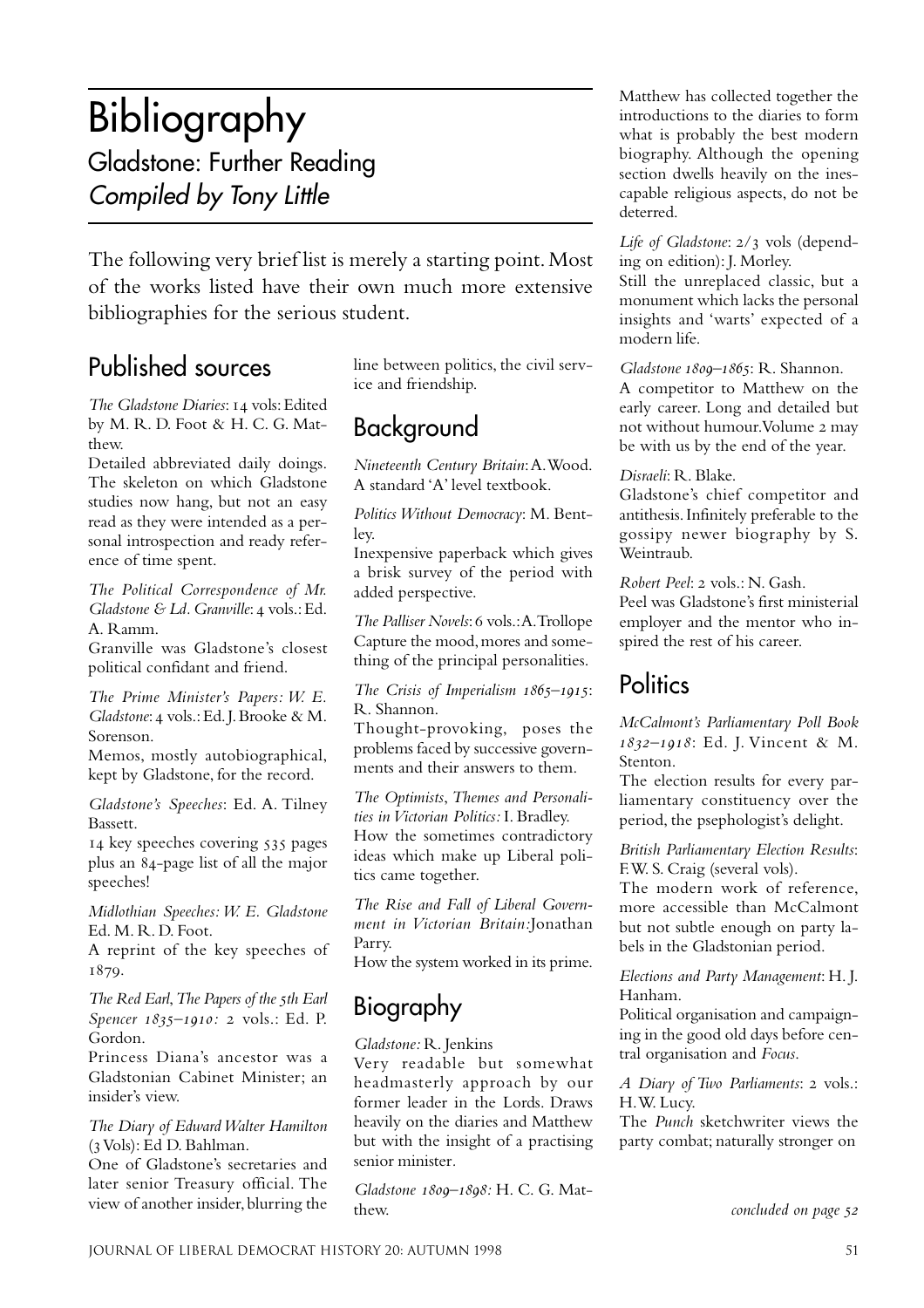# Bibliography

## Gladstone: Further Reading

*Compiled by Tony Little*

The following very brief list is merely a starting point. Most of the works listed have their own much more extensive bibliographies for the serious student.

## Published sources

*The Gladstone Diaries*: 14 vols: Edited by M. R. D. Foot & H. C. G. Matthew.
Detailed abbreviated daily doings. The skeleton on which Gladstone studies now hang, but not an easy read as they were intended as a personal introspection and ready reference of time spent.

*The Political Correspondence of Mr. Gladstone & Ld. Granville*: 4 vols.: Ed. A. Ramm.
Granville was Gladstone's closest political confidant and friend.

*The Prime Minister's Papers: W. E. Gladstone*: 4 vols.: Ed. J. Brooke & M. Sorenson.
Memos, mostly autobiographical, kept by Gladstone, for the record.

*Gladstone's Speeches*: Ed. A. Tilney Bassett.
14 key speeches covering 535 pages plus an 84-page list of all the major speeches!

*Midlothian Speeches: W. E. Gladstone* Ed. M. R. D. Foot.
A reprint of the key speeches of 1879.

*The Red Earl, The Papers of the 5th Earl Spencer 1835–1910:* 2 vols.: Ed. P. Gordon.
Princess Diana's ancestor was a Gladstonian Cabinet Minister; an insider's view.

*The Diary of Edward Walter Hamilton* (3 Vols): Ed D. Bahlman.
One of Gladstone's secretaries and later senior Treasury official. The view of another insider, blurring the line between politics, the civil service and friendship.

## Background

*Nineteenth Century Britain*: A. Wood.
A standard 'A' level textbook.

*Politics Without Democracy*: M. Bentley.
Inexpensive paperback which gives a brisk survey of the period with added perspective.

*The Palliser Novels*: 6 vols.: A. Trollope
Capture the mood, mores and something of the principal personalities.

*The Crisis of Imperialism 1865–1915*: R. Shannon.
Thought-provoking, poses the problems faced by successive governments and their answers to them.

*The Optimists, Themes and Personalities in Victorian Politics:* I. Bradley.
How the sometimes contradictory ideas which make up Liberal politics came together.

*The Rise and Fall of Liberal Government in Victorian Britain:* Jonathan Parry.
How the system worked in its prime.

## Biography

*Gladstone:* R. Jenkins
Very readable but somewhat headmasterly approach by our former leader in the Lords. Draws heavily on the diaries and Matthew but with the insight of a practising senior minister.

*Gladstone 1809–1898:* H. C. G. Matthew.
Matthew has collected together the introductions to the diaries to form what is probably the best modern biography. Although the opening section dwells heavily on the inescapable religious aspects, do not be deterred.

*Life of Gladstone*: 2/3 vols (depending on edition): J. Morley.
Still the unreplaced classic, but a monument which lacks the personal insights and 'warts' expected of a modern life.

*Gladstone 1809–1865*: R. Shannon.
A competitor to Matthew on the early career. Long and detailed but not without humour. Volume 2 may be with us by the end of the year.

*Disraeli*: R. Blake.
Gladstone's chief competitor and antithesis. Infinitely preferable to the gossipy newer biography by S. Weintraub.

*Robert Peel*: 2 vols.: N. Gash.
Peel was Gladstone's first ministerial employer and the mentor who inspired the rest of his career.

## Politics

*McCalmont's Parliamentary Poll Book 1832–1918*: Ed. J. Vincent & M. Stenton.
The election results for every parliamentary constituency over the period, the psephologist's delight.

*British Parliamentary Election Results*: F. W. S. Craig (several vols).
The modern work of reference, more accessible than McCalmont but not subtle enough on party labels in the Gladstonian period.

*Elections and Party Management*: H. J. Hanham.
Political organisation and campaigning in the good old days before central organisation and *Focus*.

*A Diary of Two Parliaments*: 2 vols.: H. W. Lucy.
The *Punch* sketchwriter views the party combat; naturally stronger on

*concluded on page 52*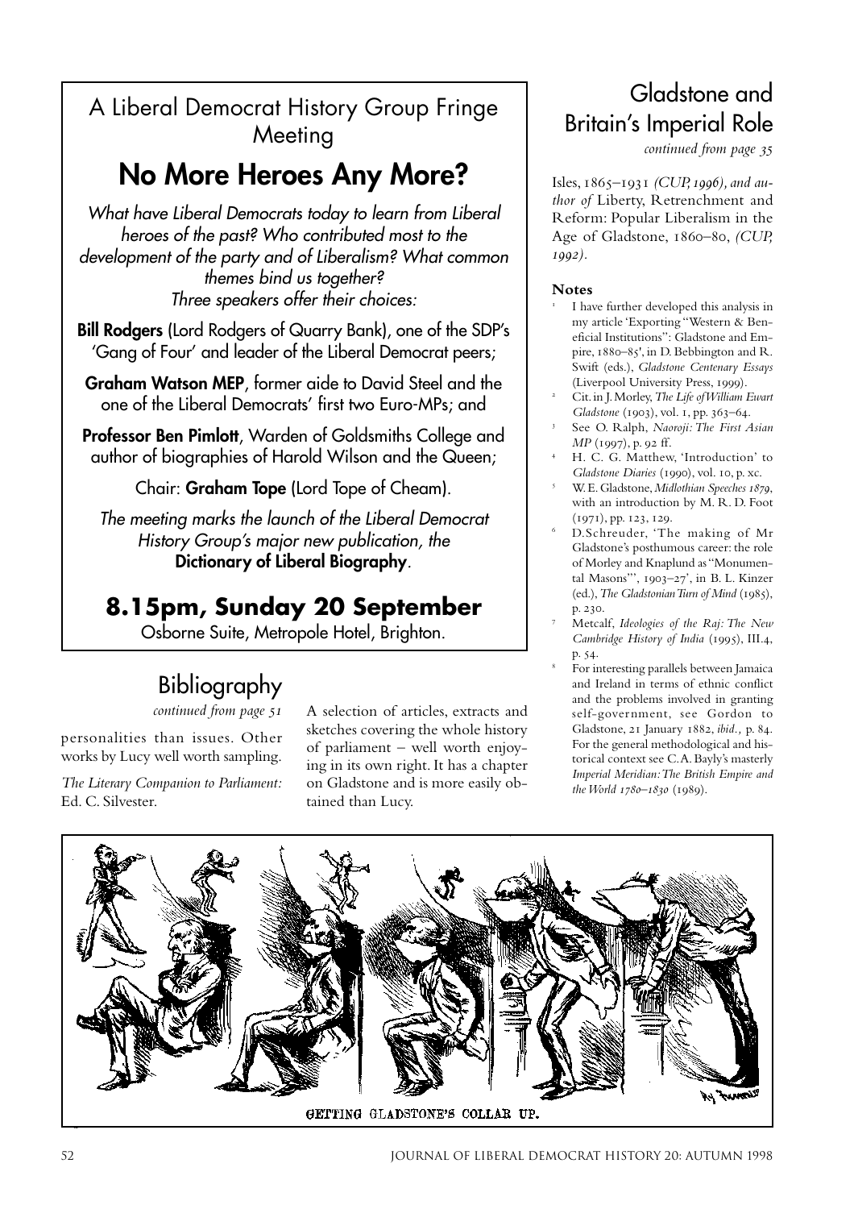# A Liberal Democrat History Group Fringe Meeting

## No More Heroes Any More?

*What have Liberal Democrats today to learn from Liberal heroes of the past? Who contributed most to the development of the party and of Liberalism? What common themes bind us together? Three speakers offer their choices:*

**Bill Rodgers** (Lord Rodgers of Quarry Bank), one of the SDP's 'Gang of Four' and leader of the Liberal Democrat peers;

**Graham Watson MEP**, former aide to David Steel and the one of the Liberal Democrats' first two Euro-MPs; and

**Professor Ben Pimlott**, Warden of Goldsmiths College and author of biographies of Harold Wilson and the Queen;

Chair: **Graham Tope** (Lord Tope of Cheam).

*The meeting marks the launch of the Liberal Democrat History Group's major new publication, the* **Dictionary of Liberal Biography**.

**8.15pm, Sunday 20 September**

Osborne Suite, Metropole Hotel, Brighton.

## Bibliography

*continued from page 51*

personalities than issues. Other works by Lucy well worth sampling.

*The Literary Companion to Parliament:* Ed. C. Silvester.

A selection of articles, extracts and sketches covering the whole history of parliament – well worth enjoying in its own right. It has a chapter on Gladstone and is more easily obtained than Lucy.

## Gladstone and Britain's Imperial Role

*continued from page 35*

Isles, 1865–1931 *(CUP, 1996), and author of* Liberty, Retrenchment and Reform: Popular Liberalism in the Age of Gladstone, 1860–80, *(CUP, 1992).*

### Notes

1. I have further developed this analysis in my article 'Exporting "Western & Beneficial Institutions": Gladstone and Empire, 1880–85', in D. Bebbington and R. Swift (eds.), *Gladstone Centenary Essays* (Liverpool University Press, 1999).
2. Cit. in J. Morley, *The Life of William Ewart Gladstone* (1903), vol. 1, pp. 363–64.
3. See O. Ralph, *Naoroji: The First Asian MP* (1997), p. 92 ff.
4. H. C. G. Matthew, 'Introduction' to *Gladstone Diaries* (1990), vol. 10, p. xc.
5. W. E. Gladstone, *Midlothian Speeches 1879*, with an introduction by M. R. D. Foot (1971), pp. 123, 129.
6. D.Schreuder, 'The making of Mr Gladstone's posthumous career: the role of Morley and Knaplund as "Monumental Masons"', 1903–27', in B. L. Kinzer (ed.), *The Gladstonian Turn of Mind* (1985), p. 230.
7. Metcalf, *Ideologies of the Raj: The New Cambridge History of India* (1995), III.4, p. 54.
8. For interesting parallels between Jamaica and Ireland in terms of ethnic conflict and the problems involved in granting self-government, see Gordon to Gladstone, 21 January 1882, *ibid.,* p. 84. For the general methodological and historical context see C.A. Bayly's masterly *Imperial Meridian: The British Empire and the World 1780–1830* (1989).

GETTING GLADSTONE'S COLLAR UP.